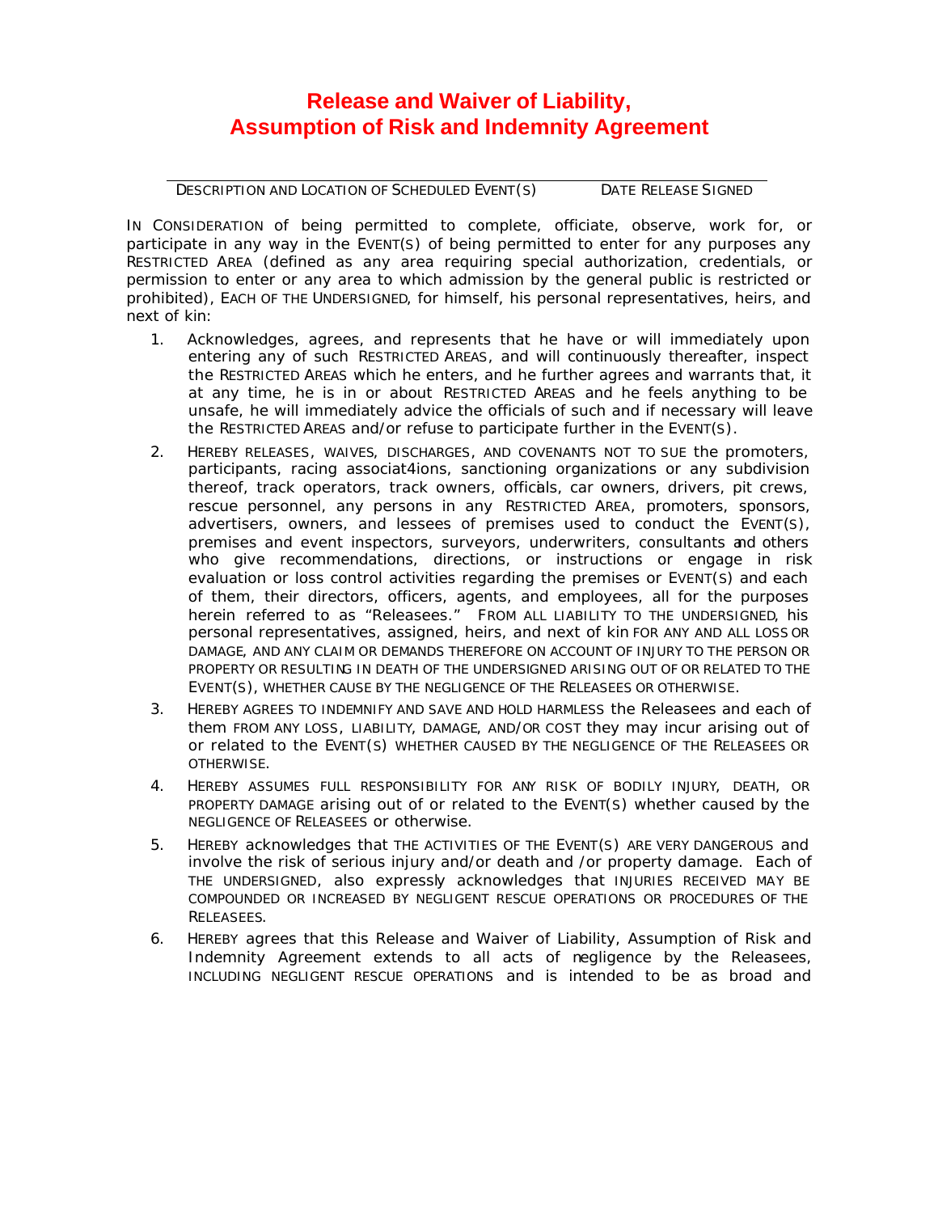# Release and Waiver of Liability, Assumption of Risk and Indemnity Agreement

DESCRIPTION AND LOCATION OF SCHEDULED EVENT(S) DATE RELEASE SIGNED

IN CONSIDERATION of being permitted to complete, officiate, observe, work for, or participate in any way in the EVENT(S) of being permitted to enter for any purposes any RESTRICTED AREA (defined as any area requiring special authorization, credentials, or permission to enter or any area to which admission by the general public is restricted or prohibited), EACH OF THE UNDERSIGNED, for himself, his personal representatives, heirs, and next of kin:

1. Acknowledges, agrees, and represents that he have or will immediately upon entering any of such RESTRICTED AREAS, and will continuously thereafter, inspect the RESTRICTED AREAS which he enters, and he further agrees and warrants that, it at any time, he is in or about RESTRICTED AREAS and he feels anything to be unsafe, he will immediately advice the officials of such and if necessary will leave the RESTRICTED AREAS and/or refuse to participate further in the EVENT(S).
2. HEREBY RELEASES, WAIVES, DISCHARGES, AND COVENANTS NOT TO SUE the promoters, participants, racing associat4ions, sanctioning organizations or any subdivision thereof, track operators, track owners, officials, car owners, drivers, pit crews, rescue personnel, any persons in any RESTRICTED AREA, promoters, sponsors, advertisers, owners, and lessees of premises used to conduct the EVENT(S), premises and event inspectors, surveyors, underwriters, consultants and others who give recommendations, directions, or instructions or engage in risk evaluation or loss control activities regarding the premises or EVENT(S) and each of them, their directors, officers, agents, and employees, all for the purposes herein referred to as "Releasees." FROM ALL LIABILITY TO THE UNDERSIGNED, his personal representatives, assigned, heirs, and next of kin FOR ANY AND ALL LOSS OR DAMAGE, AND ANY CLAIM OR DEMANDS THEREFORE ON ACCOUNT OF INJURY TO THE PERSON OR PROPERTY OR RESULTING IN DEATH OF THE UNDERSIGNED ARISING OUT OF OR RELATED TO THE EVENT(S), WHETHER CAUSE BY THE NEGLIGENCE OF THE RELEASEES OR OTHERWISE.
3. HEREBY AGREES TO INDEMNIFY AND SAVE AND HOLD HARMLESS the Releasees and each of them FROM ANY LOSS, LIABILITY, DAMAGE, AND/OR COST they may incur arising out of or related to the EVENT(S) WHETHER CAUSED BY THE NEGLIGENCE OF THE RELEASEES OR OTHERWISE.
4. HEREBY ASSUMES FULL RESPONSIBILITY FOR ANY RISK OF BODILY INJURY, DEATH, OR PROPERTY DAMAGE arising out of or related to the EVENT(S) whether caused by the NEGLIGENCE OF RELEASEES or otherwise.
5. HEREBY acknowledges that THE ACTIVITIES OF THE EVENT(S) ARE VERY DANGEROUS and involve the risk of serious injury and/or death and /or property damage. Each of THE UNDERSIGNED, also expressly acknowledges that INJURIES RECEIVED MAY BE COMPOUNDED OR INCREASED BY NEGLIGENT RESCUE OPERATIONS OR PROCEDURES OF THE RELEASEES.
6. HEREBY agrees that this Release and Waiver of Liability, Assumption of Risk and Indemnity Agreement extends to all acts of negligence by the Releasees, INCLUDING NEGLIGENT RESCUE OPERATIONS and is intended to be as broad and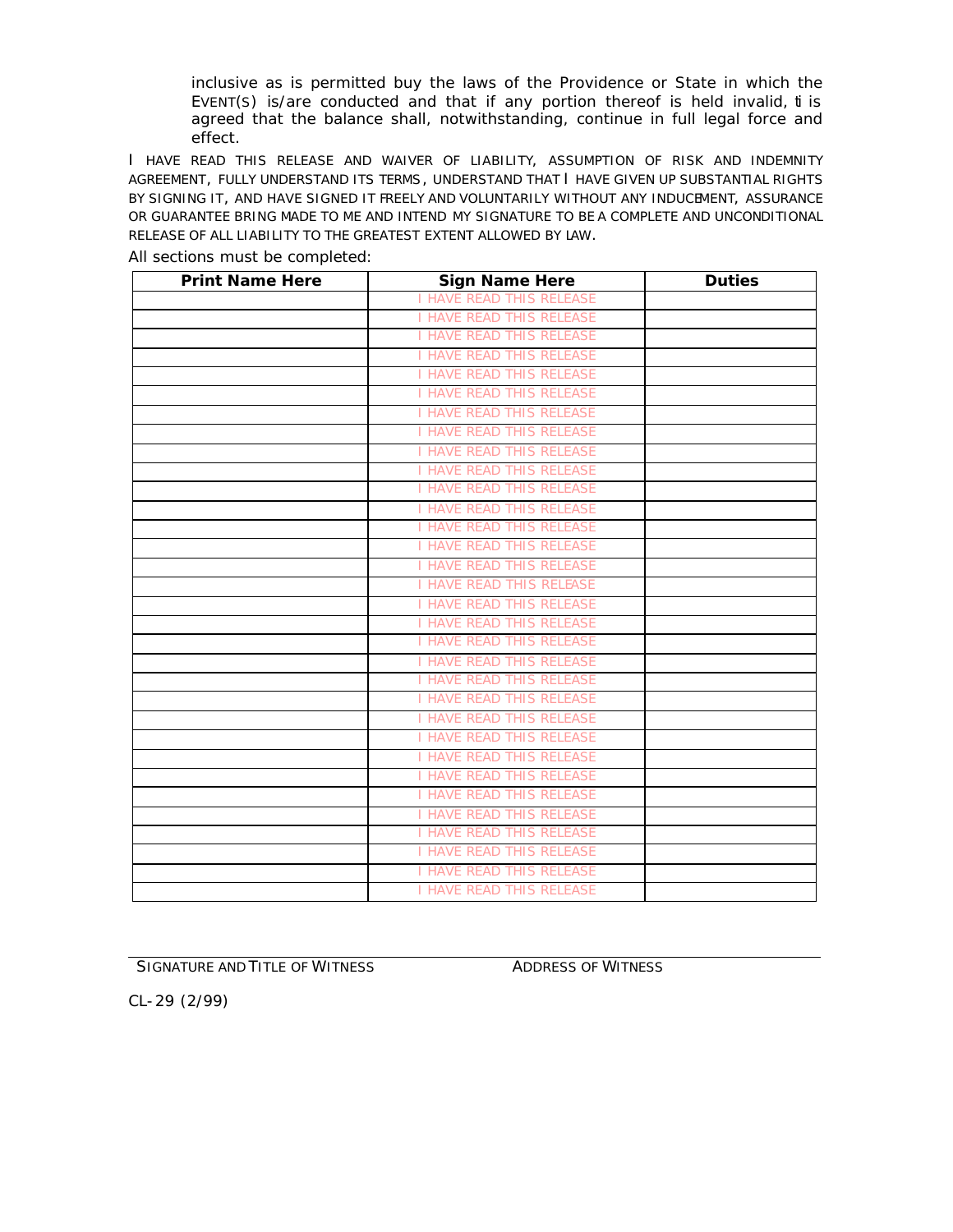inclusive as is permitted buy the laws of the Providence or State in which the EVENT(S) is/are conducted and that if any portion thereof is held invalid, ti is agreed that the balance shall, notwithstanding, continue in full legal force and effect.

I HAVE READ THIS RELEASE AND WAIVER OF LIABILITY, ASSUMPTION OF RISK AND INDEMNITY AGREEMENT, FULLY UNDERSTAND ITS TERMS, UNDERSTAND THAT I HAVE GIVEN UP SUBSTANTIAL RIGHTS BY SIGNING IT, AND HAVE SIGNED IT FREELY AND VOLUNTARILY WITHOUT ANY INDUCEMENT, ASSURANCE OR GUARANTEE BRING MADE TO ME AND INTEND MY SIGNATURE TO BE A COMPLETE AND UNCONDITIONAL RELEASE OF ALL LIABILITY TO THE GREATEST EXTENT ALLOWED BY LAW.

All sections must be completed:

| Print Name Here | Sign Name Here | Duties |
|---|---|---|
| | I HAVE READ THIS RELEASE | |
| | I HAVE READ THIS RELEASE | |
| | I HAVE READ THIS RELEASE | |
| | I HAVE READ THIS RELEASE | |
| | I HAVE READ THIS RELEASE | |
| | I HAVE READ THIS RELEASE | |
| | I HAVE READ THIS RELEASE | |
| | I HAVE READ THIS RELEASE | |
| | I HAVE READ THIS RELEASE | |
| | I HAVE READ THIS RELEASE | |
| | I HAVE READ THIS RELEASE | |
| | I HAVE READ THIS RELEASE | |
| | I HAVE READ THIS RELEASE | |
| | I HAVE READ THIS RELEASE | |
| | I HAVE READ THIS RELEASE | |
| | I HAVE READ THIS RELEASE | |
| | I HAVE READ THIS RELEASE | |
| | I HAVE READ THIS RELEASE | |
| | I HAVE READ THIS RELEASE | |
| | I HAVE READ THIS RELEASE | |
| | I HAVE READ THIS RELEASE | |
| | I HAVE READ THIS RELEASE | |
| | I HAVE READ THIS RELEASE | |
| | I HAVE READ THIS RELEASE | |
| | I HAVE READ THIS RELEASE | |
| | I HAVE READ THIS RELEASE | |
| | I HAVE READ THIS RELEASE | |
| | I HAVE READ THIS RELEASE | |
| | I HAVE READ THIS RELEASE | |
| | I HAVE READ THIS RELEASE | |
| | I HAVE READ THIS RELEASE | |
| | I HAVE READ THIS RELEASE | |

SIGNATURE AND TITLE OF WITNESS ADDRESS OF WITNESS

CL-29 (2/99)